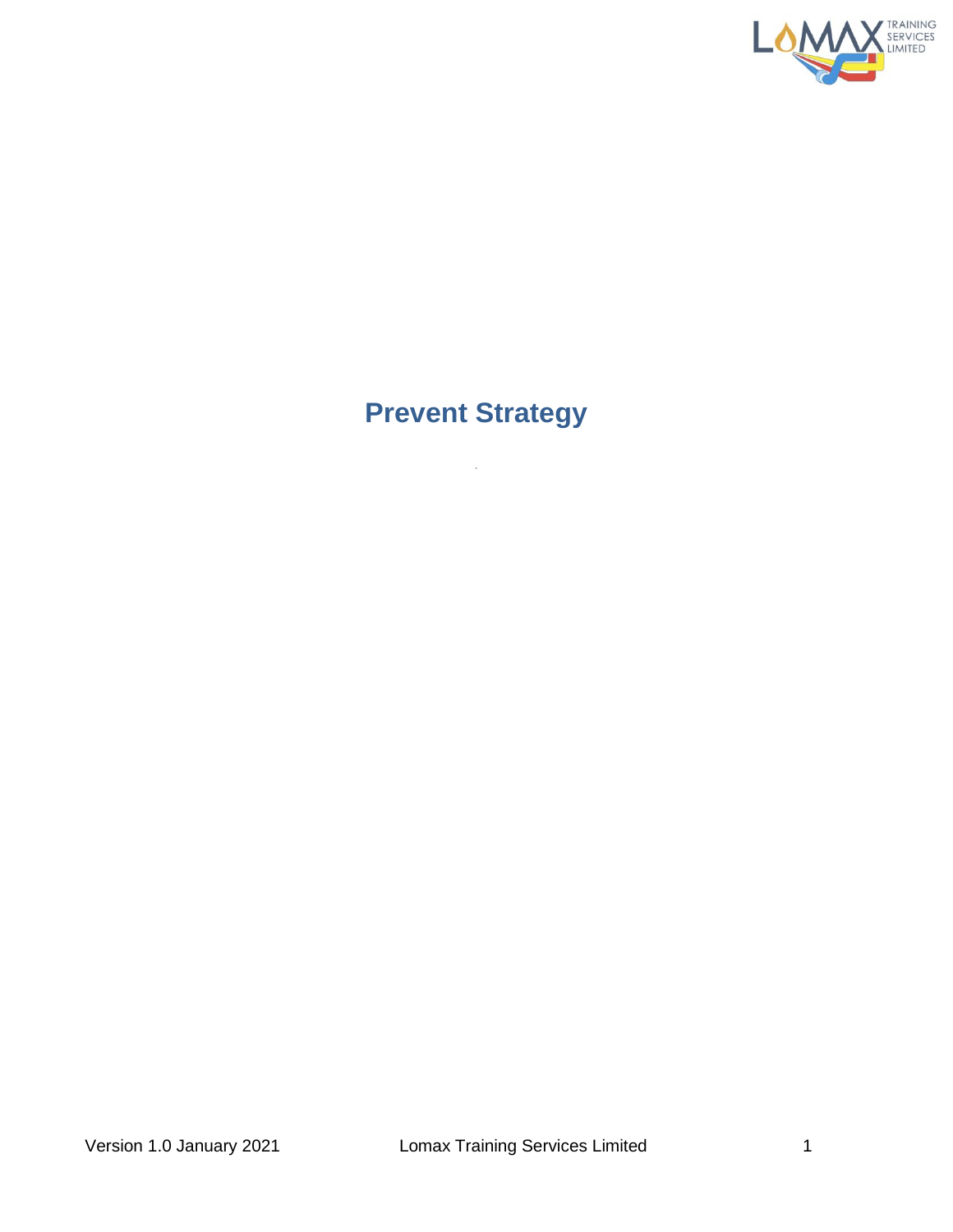# Prevent Strategy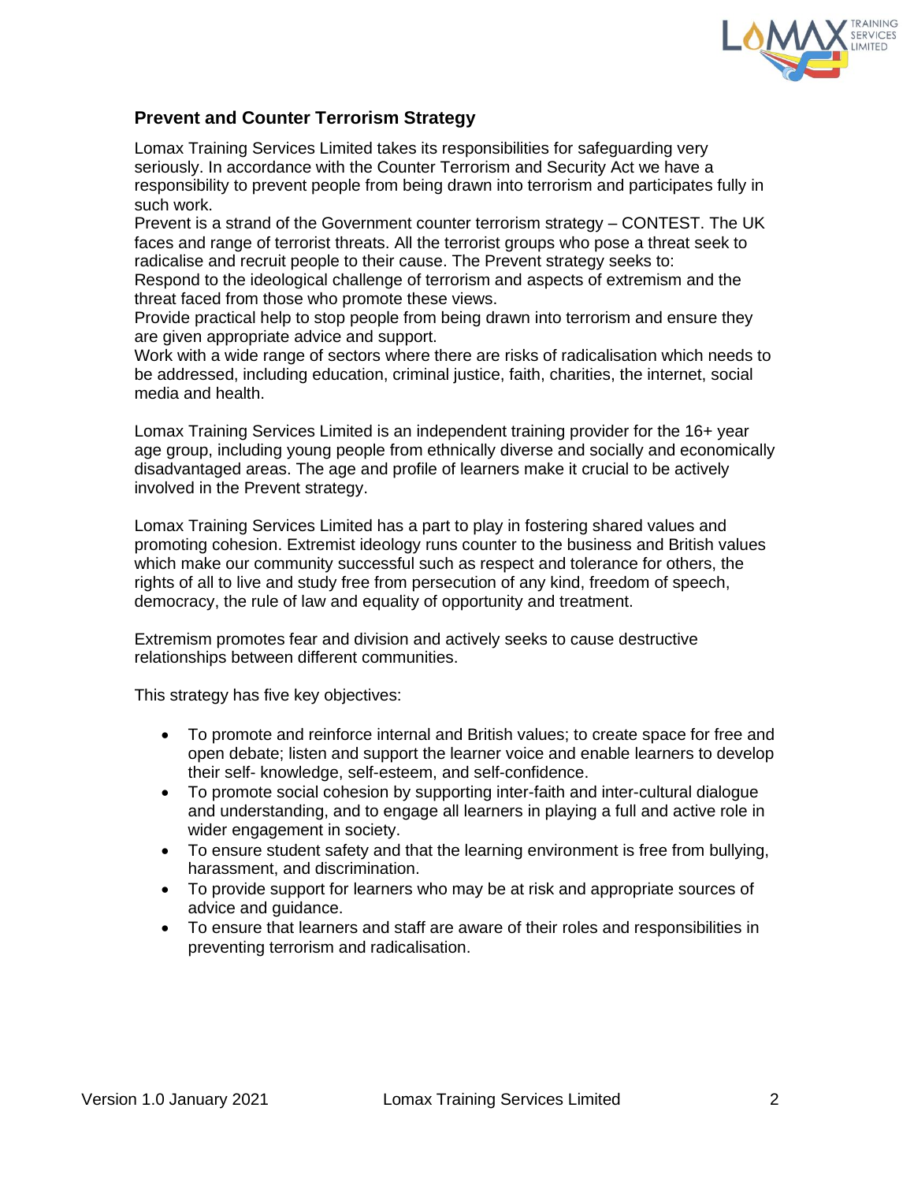## Prevent and Counter Terrorism Strategy

Lomax Training Services Limited takes its responsibilities for safeguarding very seriously. In accordance with the Counter Terrorism and Security Act we have a responsibility to prevent people from being drawn into terrorism and participates fully in such work.
Prevent is a strand of the Government counter terrorism strategy – CONTEST. The UK faces and range of terrorist threats. All the terrorist groups who pose a threat seek to radicalise and recruit people to their cause. The Prevent strategy seeks to:
Respond to the ideological challenge of terrorism and aspects of extremism and the threat faced from those who promote these views.
Provide practical help to stop people from being drawn into terrorism and ensure they are given appropriate advice and support.
Work with a wide range of sectors where there are risks of radicalisation which needs to be addressed, including education, criminal justice, faith, charities, the internet, social media and health.

Lomax Training Services Limited is an independent training provider for the 16+ year age group, including young people from ethnically diverse and socially and economically disadvantaged areas. The age and profile of learners make it crucial to be actively involved in the Prevent strategy.

Lomax Training Services Limited has a part to play in fostering shared values and promoting cohesion. Extremist ideology runs counter to the business and British values which make our community successful such as respect and tolerance for others, the rights of all to live and study free from persecution of any kind, freedom of speech, democracy, the rule of law and equality of opportunity and treatment.

Extremism promotes fear and division and actively seeks to cause destructive relationships between different communities.

This strategy has five key objectives:

- To promote and reinforce internal and British values; to create space for free and open debate; listen and support the learner voice and enable learners to develop their self- knowledge, self-esteem, and self-confidence.
- To promote social cohesion by supporting inter-faith and inter-cultural dialogue and understanding, and to engage all learners in playing a full and active role in wider engagement in society.
- To ensure student safety and that the learning environment is free from bullying, harassment, and discrimination.
- To provide support for learners who may be at risk and appropriate sources of advice and guidance.
- To ensure that learners and staff are aware of their roles and responsibilities in preventing terrorism and radicalisation.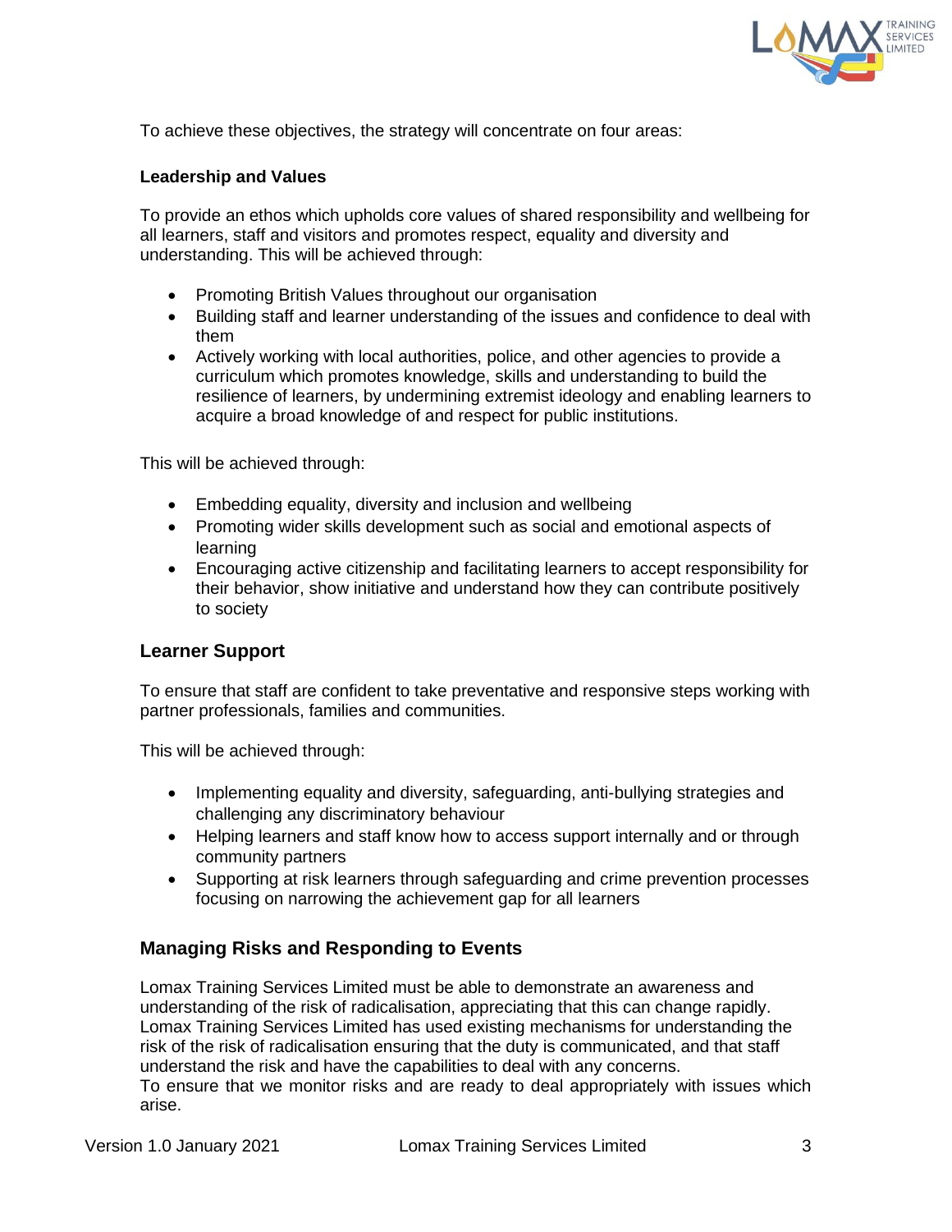To achieve these objectives, the strategy will concentrate on four areas:

### Leadership and Values

To provide an ethos which upholds core values of shared responsibility and wellbeing for all learners, staff and visitors and promotes respect, equality and diversity and understanding. This will be achieved through:

- Promoting British Values throughout our organisation
- Building staff and learner understanding of the issues and confidence to deal with them
- Actively working with local authorities, police, and other agencies to provide a curriculum which promotes knowledge, skills and understanding to build the resilience of learners, by undermining extremist ideology and enabling learners to acquire a broad knowledge of and respect for public institutions.

This will be achieved through:

- Embedding equality, diversity and inclusion and wellbeing
- Promoting wider skills development such as social and emotional aspects of learning
- Encouraging active citizenship and facilitating learners to accept responsibility for their behavior, show initiative and understand how they can contribute positively to society

## Learner Support

To ensure that staff are confident to take preventative and responsive steps working with partner professionals, families and communities.

This will be achieved through:

- Implementing equality and diversity, safeguarding, anti-bullying strategies and challenging any discriminatory behaviour
- Helping learners and staff know how to access support internally and or through community partners
- Supporting at risk learners through safeguarding and crime prevention processes focusing on narrowing the achievement gap for all learners

## Managing Risks and Responding to Events

Lomax Training Services Limited must be able to demonstrate an awareness and understanding of the risk of radicalisation, appreciating that this can change rapidly. Lomax Training Services Limited has used existing mechanisms for understanding the risk of the risk of radicalisation ensuring that the duty is communicated, and that staff understand the risk and have the capabilities to deal with any concerns.
To ensure that we monitor risks and are ready to deal appropriately with issues which arise.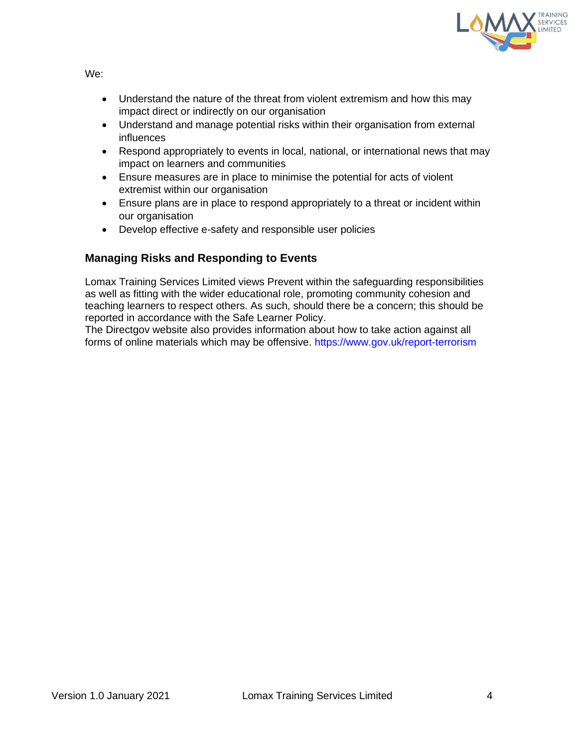We:

- Understand the nature of the threat from violent extremism and how this may impact direct or indirectly on our organisation
- Understand and manage potential risks within their organisation from external influences
- Respond appropriately to events in local, national, or international news that may impact on learners and communities
- Ensure measures are in place to minimise the potential for acts of violent extremist within our organisation
- Ensure plans are in place to respond appropriately to a threat or incident within our organisation
- Develop effective e-safety and responsible user policies

### Managing Risks and Responding to Events

Lomax Training Services Limited views Prevent within the safeguarding responsibilities as well as fitting with the wider educational role, promoting community cohesion and teaching learners to respect others. As such, should there be a concern; this should be reported in accordance with the Safe Learner Policy.
The Directgov website also provides information about how to take action against all forms of online materials which may be offensive. https://www.gov.uk/report-terrorism